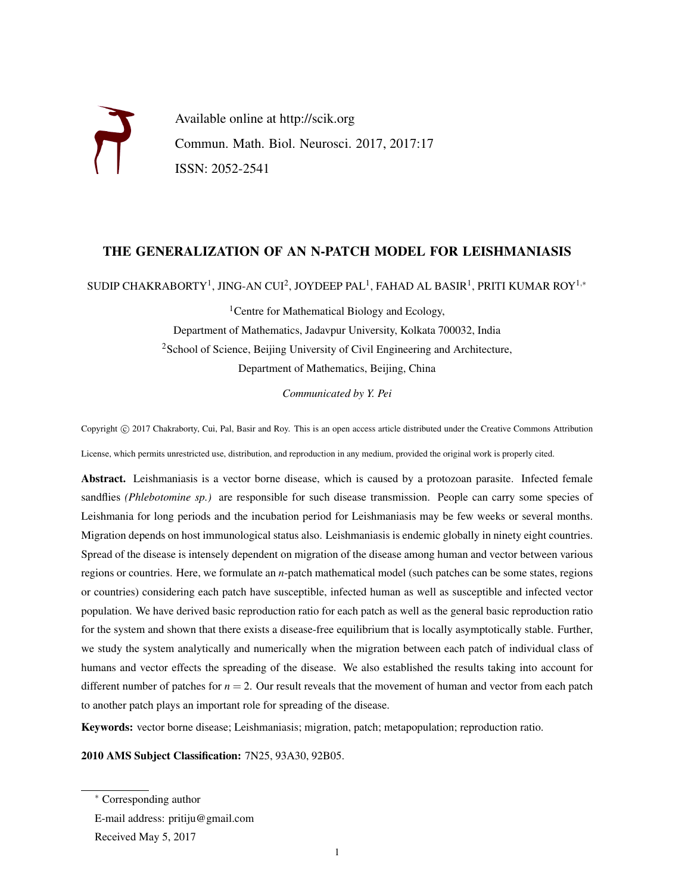Available online at http://scik.org

Commun. Math. Biol. Neurosci. 2017, 2017:17

ISSN: 2052-2541

# THE GENERALIZATION OF AN N-PATCH MODEL FOR LEISHMANIASIS

SUDIP CHAKRABORTY[1], JING-AN CUI[2], JOYDEEP PAL[1], FAHAD AL BASIR[1], PRITI KUMAR ROY[1,*]

[1]Centre for Mathematical Biology and Ecology,
Department of Mathematics, Jadavpur University, Kolkata 700032, India

[2]School of Science, Beijing University of Civil Engineering and Architecture,
Department of Mathematics, Beijing, China

*Communicated by Y. Pei*

Copyright © 2017 Chakraborty, Cui, Pal, Basir and Roy. This is an open access article distributed under the Creative Commons Attribution License, which permits unrestricted use, distribution, and reproduction in any medium, provided the original work is properly cited.

**Abstract.** Leishmaniasis is a vector borne disease, which is caused by a protozoan parasite. Infected female sandflies *(Phlebotomine sp.)* are responsible for such disease transmission. People can carry some species of Leishmania for long periods and the incubation period for Leishmaniasis may be few weeks or several months. Migration depends on host immunological status also. Leishmaniasis is endemic globally in ninety eight countries. Spread of the disease is intensely dependent on migration of the disease among human and vector between various regions or countries. Here, we formulate an $n$-patch mathematical model (such patches can be some states, regions or countries) considering each patch have susceptible, infected human as well as susceptible and infected vector population. We have derived basic reproduction ratio for each patch as well as the general basic reproduction ratio for the system and shown that there exists a disease-free equilibrium that is locally asymptotically stable. Further, we study the system analytically and numerically when the migration between each patch of individual class of humans and vector effects the spreading of the disease. We also established the results taking into account for different number of patches for $n = 2$. Our result reveals that the movement of human and vector from each patch to another patch plays an important role for spreading of the disease.

**Keywords:** vector borne disease; Leishmaniasis; migration, patch; metapopulation; reproduction ratio.

**2010 AMS Subject Classification:** 7N25, 93A30, 92B05.

[*] Corresponding author

E-mail address: pritiju@gmail.com

Received May 5, 2017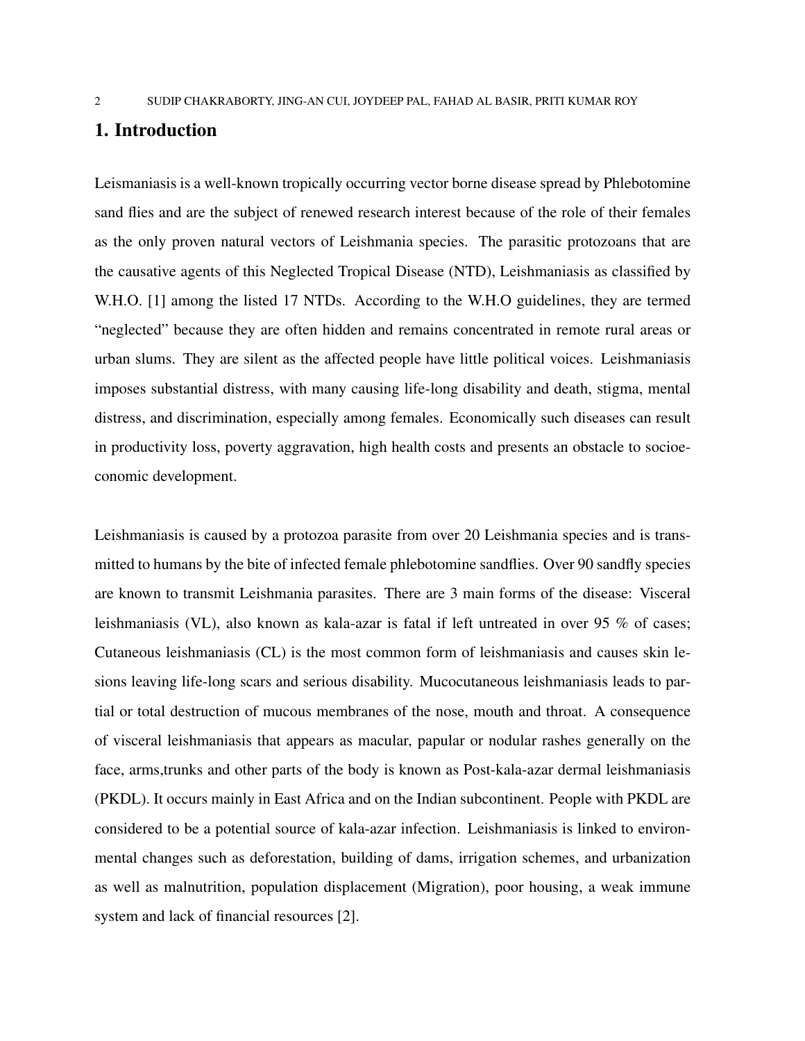## 1. Introduction

Leismaniasis is a well-known tropically occurring vector borne disease spread by Phlebotomine sand flies and are the subject of renewed research interest because of the role of their females as the only proven natural vectors of Leishmania species. The parasitic protozoans that are the causative agents of this Neglected Tropical Disease (NTD), Leishmaniasis as classified by W.H.O. [1] among the listed 17 NTDs. According to the W.H.O guidelines, they are termed "neglected" because they are often hidden and remains concentrated in remote rural areas or urban slums. They are silent as the affected people have little political voices. Leishmaniasis imposes substantial distress, with many causing life-long disability and death, stigma, mental distress, and discrimination, especially among females. Economically such diseases can result in productivity loss, poverty aggravation, high health costs and presents an obstacle to socioeconomic development.

Leishmaniasis is caused by a protozoa parasite from over 20 Leishmania species and is transmitted to humans by the bite of infected female phlebotomine sandflies. Over 90 sandfly species are known to transmit Leishmania parasites. There are 3 main forms of the disease: Visceral leishmaniasis (VL), also known as kala-azar is fatal if left untreated in over 95 % of cases; Cutaneous leishmaniasis (CL) is the most common form of leishmaniasis and causes skin lesions leaving life-long scars and serious disability. Mucocutaneous leishmaniasis leads to partial or total destruction of mucous membranes of the nose, mouth and throat. A consequence of visceral leishmaniasis that appears as macular, papular or nodular rashes generally on the face, arms,trunks and other parts of the body is known as Post-kala-azar dermal leishmaniasis (PKDL). It occurs mainly in East Africa and on the Indian subcontinent. People with PKDL are considered to be a potential source of kala-azar infection. Leishmaniasis is linked to environmental changes such as deforestation, building of dams, irrigation schemes, and urbanization as well as malnutrition, population displacement (Migration), poor housing, a weak immune system and lack of financial resources [2].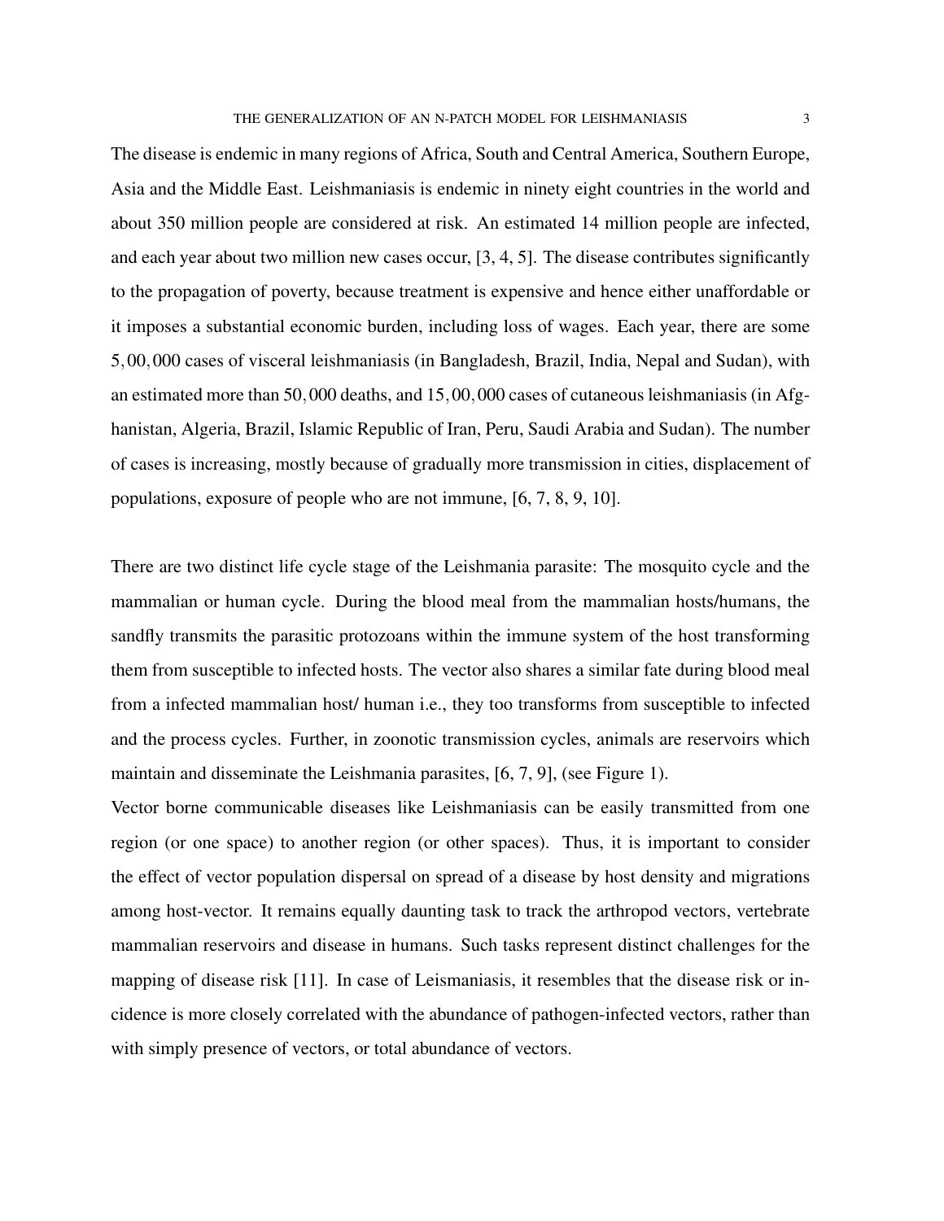The disease is endemic in many regions of Africa, South and Central America, Southern Europe, Asia and the Middle East. Leishmaniasis is endemic in ninety eight countries in the world and about 350 million people are considered at risk. An estimated 14 million people are infected, and each year about two million new cases occur, [3, 4, 5]. The disease contributes significantly to the propagation of poverty, because treatment is expensive and hence either unaffordable or it imposes a substantial economic burden, including loss of wages. Each year, there are some $5,00,000$ cases of visceral leishmaniasis (in Bangladesh, Brazil, India, Nepal and Sudan), with an estimated more than $50,000$ deaths, and $15,00,000$ cases of cutaneous leishmaniasis (in Afghanistan, Algeria, Brazil, Islamic Republic of Iran, Peru, Saudi Arabia and Sudan). The number of cases is increasing, mostly because of gradually more transmission in cities, displacement of populations, exposure of people who are not immune, [6, 7, 8, 9, 10].

There are two distinct life cycle stage of the Leishmania parasite: The mosquito cycle and the mammalian or human cycle. During the blood meal from the mammalian hosts/humans, the sandfly transmits the parasitic protozoans within the immune system of the host transforming them from susceptible to infected hosts. The vector also shares a similar fate during blood meal from a infected mammalian host/ human i.e., they too transforms from susceptible to infected and the process cycles. Further, in zoonotic transmission cycles, animals are reservoirs which maintain and disseminate the Leishmania parasites, [6, 7, 9], (see Figure 1).

Vector borne communicable diseases like Leishmaniasis can be easily transmitted from one region (or one space) to another region (or other spaces). Thus, it is important to consider the effect of vector population dispersal on spread of a disease by host density and migrations among host-vector. It remains equally daunting task to track the arthropod vectors, vertebrate mammalian reservoirs and disease in humans. Such tasks represent distinct challenges for the mapping of disease risk [11]. In case of Leismaniasis, it resembles that the disease risk or incidence is more closely correlated with the abundance of pathogen-infected vectors, rather than with simply presence of vectors, or total abundance of vectors.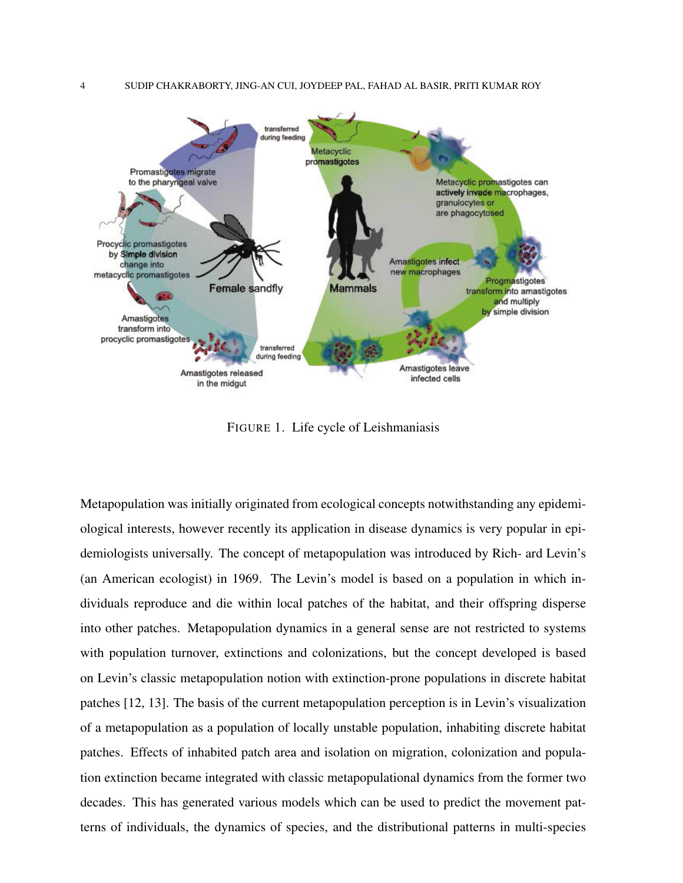FIGURE 1. Life cycle of Leishmaniasis

Metapopulation was initially originated from ecological concepts notwithstanding any epidemiological interests, however recently its application in disease dynamics is very popular in epidemiologists universally. The concept of metapopulation was introduced by Rich- ard Levin's (an American ecologist) in 1969. The Levin's model is based on a population in which individuals reproduce and die within local patches of the habitat, and their offspring disperse into other patches. Metapopulation dynamics in a general sense are not restricted to systems with population turnover, extinctions and colonizations, but the concept developed is based on Levin's classic metapopulation notion with extinction-prone populations in discrete habitat patches [12, 13]. The basis of the current metapopulation perception is in Levin's visualization of a metapopulation as a population of locally unstable population, inhabiting discrete habitat patches. Effects of inhabited patch area and isolation on migration, colonization and population extinction became integrated with classic metapopulational dynamics from the former two decades. This has generated various models which can be used to predict the movement patterns of individuals, the dynamics of species, and the distributional patterns in multi-species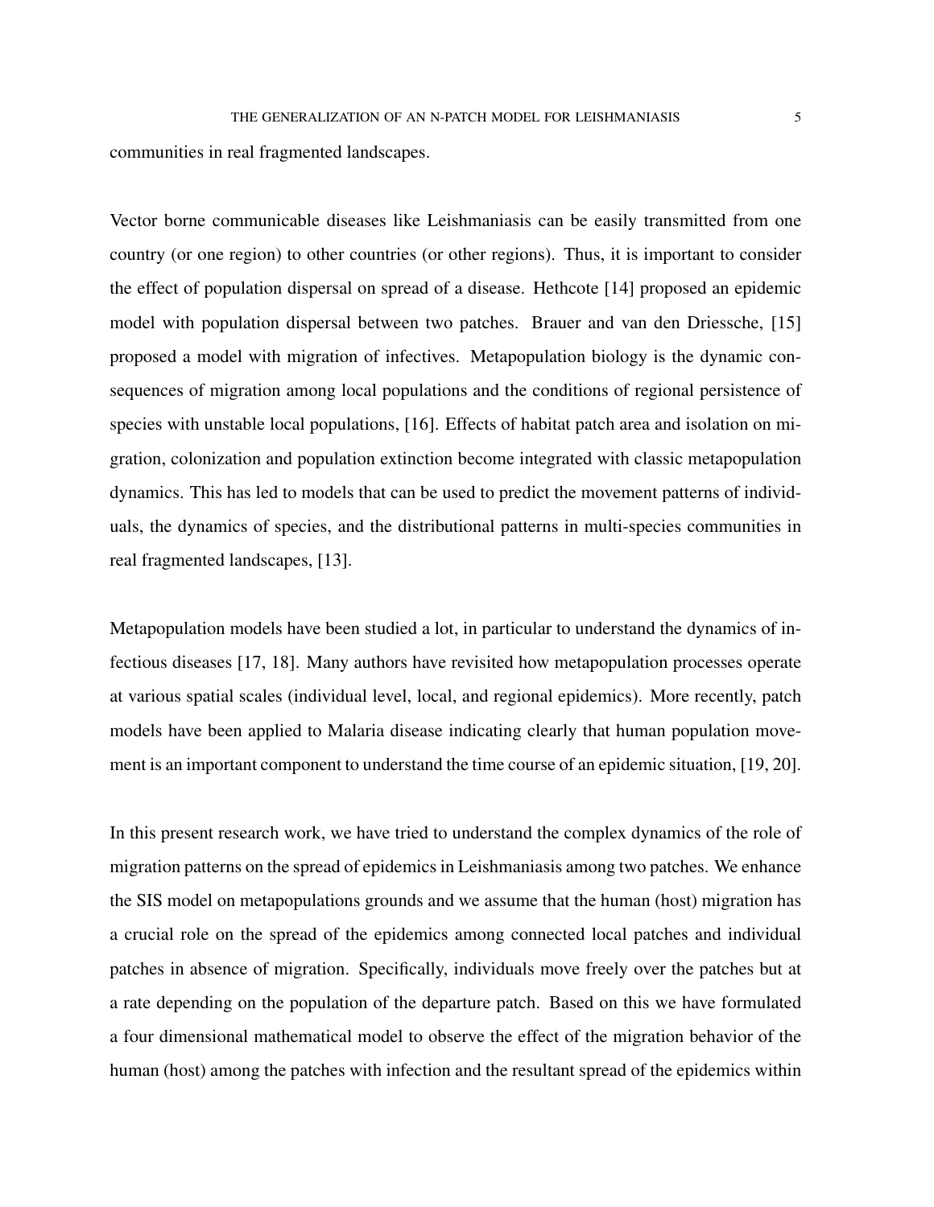communities in real fragmented landscapes.

Vector borne communicable diseases like Leishmaniasis can be easily transmitted from one country (or one region) to other countries (or other regions). Thus, it is important to consider the effect of population dispersal on spread of a disease. Hethcote [14] proposed an epidemic model with population dispersal between two patches. Brauer and van den Driessche, [15] proposed a model with migration of infectives. Metapopulation biology is the dynamic consequences of migration among local populations and the conditions of regional persistence of species with unstable local populations, [16]. Effects of habitat patch area and isolation on migration, colonization and population extinction become integrated with classic metapopulation dynamics. This has led to models that can be used to predict the movement patterns of individuals, the dynamics of species, and the distributional patterns in multi-species communities in real fragmented landscapes, [13].

Metapopulation models have been studied a lot, in particular to understand the dynamics of infectious diseases [17, 18]. Many authors have revisited how metapopulation processes operate at various spatial scales (individual level, local, and regional epidemics). More recently, patch models have been applied to Malaria disease indicating clearly that human population movement is an important component to understand the time course of an epidemic situation, [19, 20].

In this present research work, we have tried to understand the complex dynamics of the role of migration patterns on the spread of epidemics in Leishmaniasis among two patches. We enhance the SIS model on metapopulations grounds and we assume that the human (host) migration has a crucial role on the spread of the epidemics among connected local patches and individual patches in absence of migration. Specifically, individuals move freely over the patches but at a rate depending on the population of the departure patch. Based on this we have formulated a four dimensional mathematical model to observe the effect of the migration behavior of the human (host) among the patches with infection and the resultant spread of the epidemics within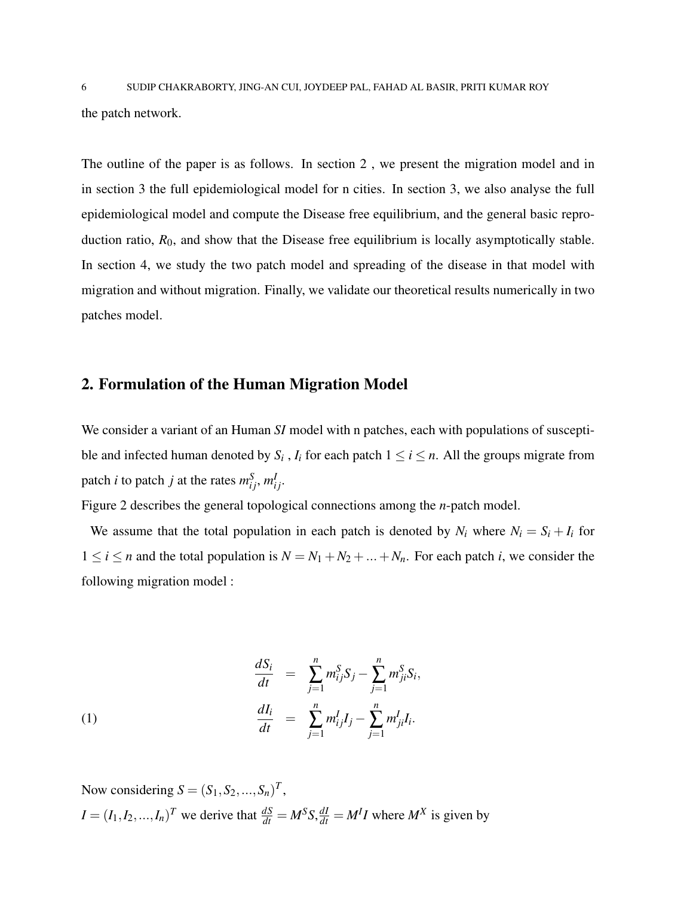the patch network.

The outline of the paper is as follows. In section 2 , we present the migration model and in in section 3 the full epidemiological model for n cities. In section 3, we also analyse the full epidemiological model and compute the Disease free equilibrium, and the general basic reproduction ratio, $R_0$, and show that the Disease free equilibrium is locally asymptotically stable. In section 4, we study the two patch model and spreading of the disease in that model with migration and without migration. Finally, we validate our theoretical results numerically in two patches model.

## 2. Formulation of the Human Migration Model

We consider a variant of an Human *SI* model with n patches, each with populations of susceptible and infected human denoted by $S_i$ , $I_i$ for each patch $1 \leq i \leq n$. All the groups migrate from patch $i$ to patch $j$ at the rates $m^S_{ij}$, $m^I_{ij}$.
Figure 2 describes the general topological connections among the $n$-patch model.

We assume that the total population in each patch is denoted by $N_i$ where $N_i = S_i + I_i$ for $1 \leq i \leq n$ and the total population is $N = N_1 + N_2 + ... + N_n$. For each patch $i$, we consider the following migration model :

$$
\begin{aligned}
\frac{dS_i}{dt} &= \sum_{j=1}^{n} m^S_{ij} S_j - \sum_{j=1}^{n} m^S_{ji} S_i, \\
\frac{dI_i}{dt} &= \sum_{j=1}^{n} m^I_{ij} I_j - \sum_{j=1}^{n} m^I_{ji} I_i.
\end{aligned}
\tag{1}
$$

Now considering $S = (S_1, S_2, ..., S_n)^T$,
$I = (I_1, I_2, ..., I_n)^T$ we derive that $\frac{dS}{dt} = M^S S, \frac{dI}{dt} = M^I I$ where $M^X$ is given by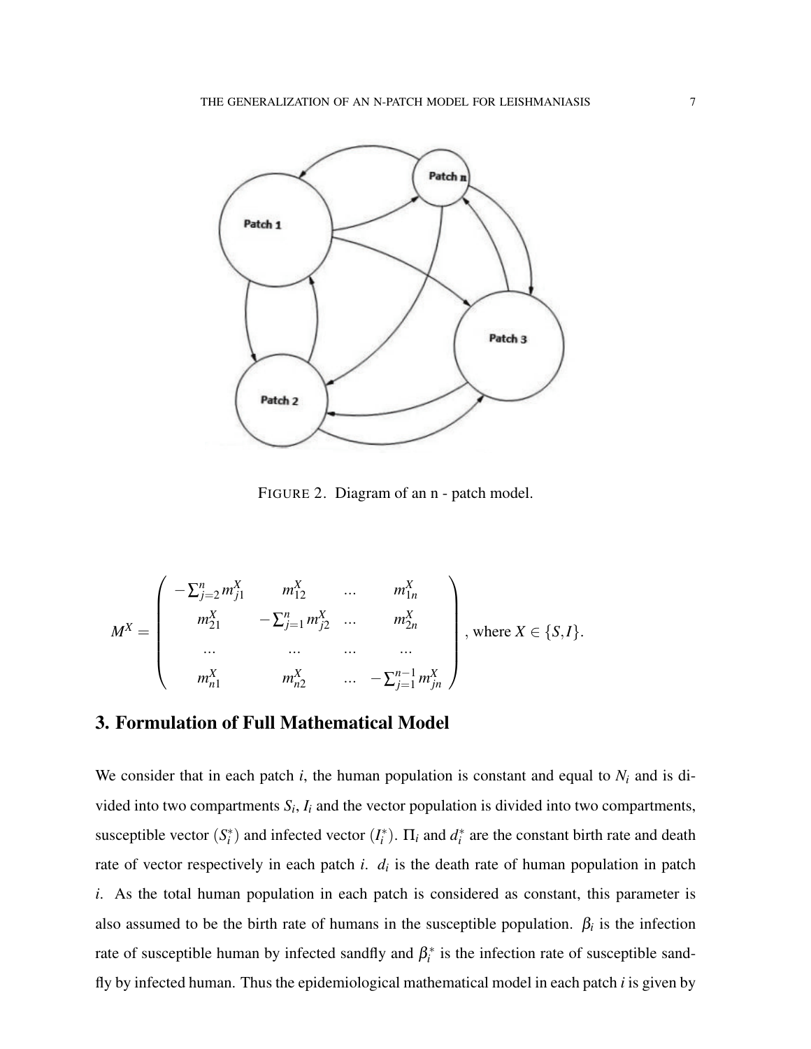FIGURE 2. Diagram of an n - patch model.

$$
M^X = \begin{pmatrix} -\sum_{j=2}^{n} m_{j1}^X & m_{12}^X & \dots & m_{1n}^X \\ m_{21}^X & -\sum_{j=1}^{n} m_{j2}^X & \dots & m_{2n}^X \\ \dots & \dots & \dots & \dots \\ m_{n1}^X & m_{n2}^X & \dots & -\sum_{j=1}^{n-1} m_{jn}^X \end{pmatrix}, \text{ where } X \in \{S, I\}.
$$

## 3. Formulation of Full Mathematical Model

We consider that in each patch $i$, the human population is constant and equal to $N_i$ and is divided into two compartments $S_i$, $I_i$ and the vector population is divided into two compartments, susceptible vector $(S_i^*)$ and infected vector $(I_i^*)$. $\Pi_i$ and $d_i^*$ are the constant birth rate and death rate of vector respectively in each patch $i$. $d_i$ is the death rate of human population in patch $i$. As the total human population in each patch is considered as constant, this parameter is also assumed to be the birth rate of humans in the susceptible population. $\beta_i$ is the infection rate of susceptible human by infected sandfly and $\beta_i^*$ is the infection rate of susceptible sandfly by infected human. Thus the epidemiological mathematical model in each patch $i$ is given by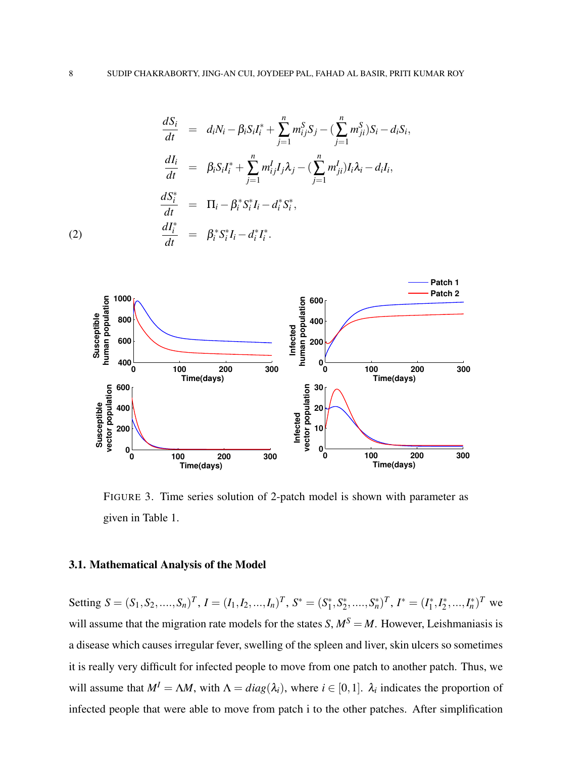$$
\begin{aligned}
\frac{dS_i}{dt} &= d_iN_i - \beta_i S_i I_i^* + \sum_{j=1}^{n} m_{ij}^S S_j - (\sum_{j=1}^{n} m_{ji}^S) S_i - d_i S_i, \\
\frac{dI_i}{dt} &= \beta_i S_i I_i^* + \sum_{j=1}^{n} m_{ij}^I I_j \lambda_j - (\sum_{j=1}^{n} m_{ji}^I) I_i \lambda_i - d_i I_i, \\
\frac{dS_i^*}{dt} &= \Pi_i - \beta_i^* S_i^* I_i - d_i^* S_i^*, \\
\frac{dI_i^*}{dt} &= \beta_i^* S_i^* I_i - d_i^* I_i^*.
\end{aligned} \tag{2}
$$

FIGURE 3. Time series solution of 2-patch model is shown with parameter as given in Table 1.

### 3.1. Mathematical Analysis of the Model

Setting $S = (S_1, S_2, ...., S_n)^T$, $I = (I_1, I_2, ..., I_n)^T$, $S^* = (S_1^*, S_2^*, ...., S_n^*)^T$, $I^* = (I_1^*, I_2^*, ..., I_n^*)^T$ we will assume that the migration rate models for the states $S$, $M^S = M$. However, Leishmaniasis is a disease which causes irregular fever, swelling of the spleen and liver, skin ulcers so sometimes it is really very difficult for infected people to move from one patch to another patch. Thus, we will assume that $M^I = \Lambda M$, with $\Lambda = diag(\lambda_i)$, where $i \in [0, 1]$. $\lambda_i$ indicates the proportion of infected people that were able to move from patch i to the other patches. After simplification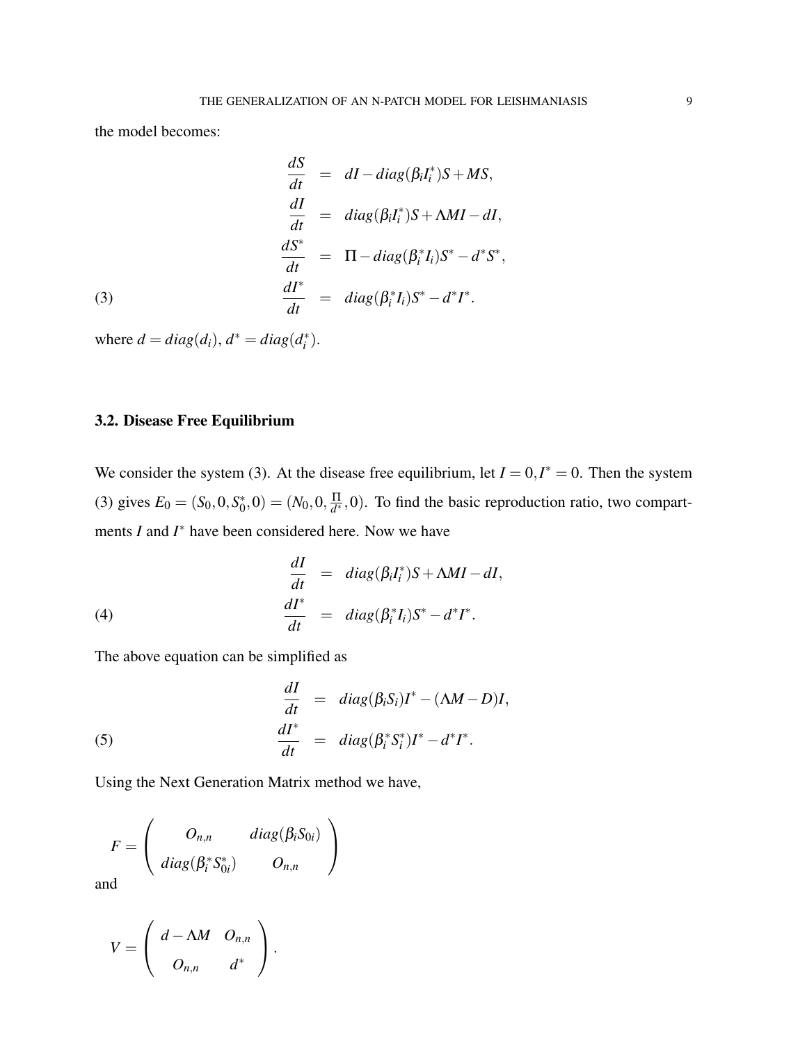the model becomes:

$$
\begin{aligned}
\frac{dS}{dt} &= dI - diag(\beta_i I_i^*)S + MS, \\
\frac{dI}{dt} &= diag(\beta_i I_i^*)S + \Lambda MI - dI, \\
\frac{dS^*}{dt} &= \Pi - diag(\beta_i^* I_i)S^* - d^* S^*, \\
\frac{dI^*}{dt} &= diag(\beta_i^* I_i)S^* - d^* I^*.
\end{aligned} \tag{3}
$$

where $d = diag(d_i)$, $d^* = diag(d_i^*)$.

### 3.2. Disease Free Equilibrium

We consider the system (3). At the disease free equilibrium, let $I = 0, I^* = 0$. Then the system (3) gives $E_0 = (S_0, 0, S_0^*, 0) = (N_0, 0, \frac{\Pi}{d^*}, 0)$. To find the basic reproduction ratio, two compartments $I$ and $I^*$ have been considered here. Now we have

$$
\begin{aligned}
\frac{dI}{dt} &= diag(\beta_i I_i^*)S + \Lambda MI - dI, \\
\frac{dI^*}{dt} &= diag(\beta_i^* I_i)S^* - d^* I^*.
\end{aligned} \tag{4}
$$

The above equation can be simplified as

$$
\begin{aligned}
\frac{dI}{dt} &= diag(\beta_i S_i)I^* - (\Lambda M - D)I, \\
\frac{dI^*}{dt} &= diag(\beta_i^* S_i^*)I^* - d^* I^*.
\end{aligned} \tag{5}
$$

Using the Next Generation Matrix method we have,

$$
F = \begin{pmatrix} O_{n,n} & diag(\beta_i S_{0i}) \\ diag(\beta_i^* S_{0i}^*) & O_{n,n} \end{pmatrix}
$$

and

$$
V = \begin{pmatrix} d - \Lambda M & O_{n,n} \\ O_{n,n} & d^* \end{pmatrix}.
$$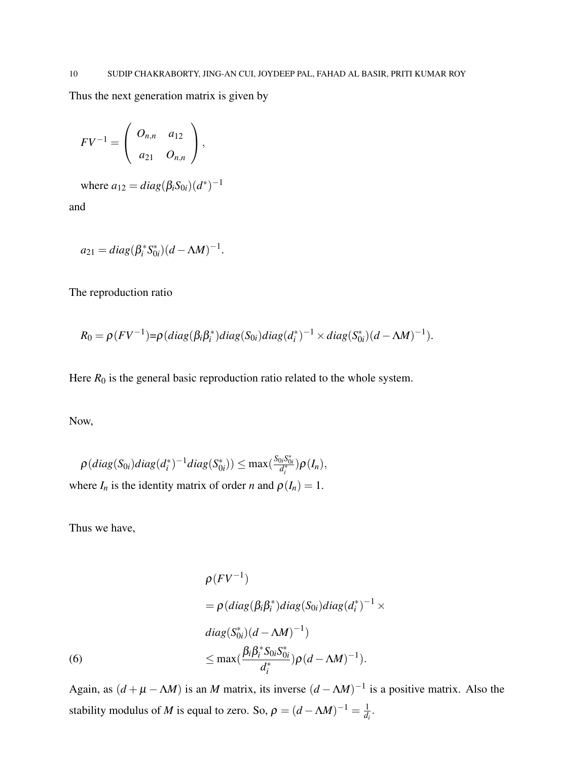Thus the next generation matrix is given by

$$FV^{-1} = \begin{pmatrix} O_{n,n} & a_{12} \\ a_{21} & O_{n,n} \end{pmatrix},$$

where $a_{12} = diag(\beta_i S_{0i})(d^*)^{-1}$

and

$$a_{21} = diag(\beta_i^* S_{0i}^*)(d - \Lambda M)^{-1}.$$

The reproduction ratio

$$R_0 = \rho(FV^{-1}) = \rho(diag(\beta_i \beta_i^*) diag(S_{0i}) diag(d_i^*)^{-1} \times diag(S_{0i}^*)(d - \Lambda M)^{-1}).$$

Here $R_0$ is the general basic reproduction ratio related to the whole system.

Now,

$$\rho(diag(S_{0i}) diag(d_i^*)^{-1} diag(S_{0i}^*)) \leq \max(\frac{S_{0i} S_{0i}^*}{d_i^*}) \rho(I_n),$$

where $I_n$ is the identity matrix of order $n$ and $\rho(I_n) = 1$.

Thus we have,

$$\begin{aligned} & \rho(FV^{-1}) \\ & = \rho(diag(\beta_i \beta_i^*) diag(S_{0i}) diag(d_i^*)^{-1} \times \\ & diag(S_{0i}^*)(d - \Lambda M)^{-1}) \\ & \leq \max(\frac{\beta_i \beta_i^* S_{0i} S_{0i}^*}{d_i^*}) \rho(d - \Lambda M)^{-1}). \end{aligned} \tag{6}$$

Again, as $(d + \mu - \Lambda M)$ is an $M$ matrix, its inverse $(d - \Lambda M)^{-1}$ is a positive matrix. Also the stability modulus of $M$ is equal to zero. So, $\rho = (d - \Lambda M)^{-1} = \frac{1}{d_i}$.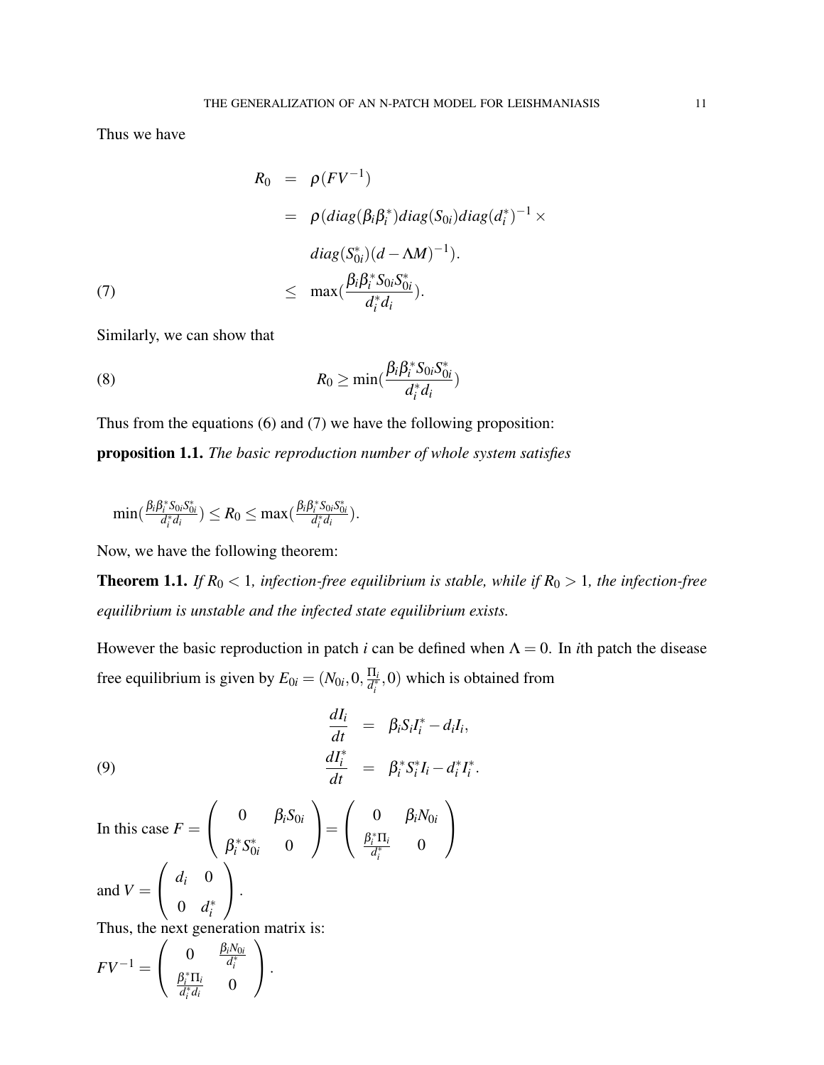Thus we have

$$
\begin{aligned}
R_0 &= \rho(FV^{-1}) \\
&= \rho(diag(\beta_i\beta_i^*)diag(S_{0i})diag(d_i^*)^{-1} \times \\
&\quad diag(S_{0i}^*)(d-\Lambda M)^{-1}). \\
&\leq \max(\frac{\beta_i\beta_i^* S_{0i}S_{0i}^*}{d_i^* d_i}). \qquad (7)
\end{aligned}
$$

Similarly, we can show that

$$
R_0 \geq \min(\frac{\beta_i\beta_i^* S_{0i}S_{0i}^*}{d_i^* d_i}) \qquad (8)
$$

Thus from the equations (6) and (7) we have the following proposition:

**proposition 1.1.** *The basic reproduction number of whole system satisfies*

$$
\min(\tfrac{\beta_i\beta_i^* S_{0i}S_{0i}^*}{d_i^* d_i}) \leq R_0 \leq \max(\tfrac{\beta_i\beta_i^* S_{0i}S_{0i}^*}{d_i^* d_i}).
$$

Now, we have the following theorem:

**Theorem 1.1.** *If $R_0 < 1$, infection-free equilibrium is stable, while if $R_0 > 1$, the infection-free equilibrium is unstable and the infected state equilibrium exists.*

However the basic reproduction in patch $i$ can be defined when $\Lambda = 0$. In $i$th patch the disease free equilibrium is given by $E_{0i} = (N_{0i}, 0, \frac{\Pi_i}{d_i^*}, 0)$ which is obtained from

$$
\begin{aligned}
\frac{dI_i}{dt} &= \beta_i S_i I_i^* - d_i I_i, \\
\frac{dI_i^*}{dt} &= \beta_i^* S_i^* I_i - d_i^* I_i^*. \qquad (9)
\end{aligned}
$$

In this case $F = \begin{pmatrix} 0 & \beta_i S_{0i} \\ \beta_i^* S_{0i}^* & 0 \end{pmatrix} = \begin{pmatrix} 0 & \beta_i N_{0i} \\ \frac{\beta_i^* \Pi_i}{d_i^*} & 0 \end{pmatrix}$

and $V = \begin{pmatrix} d_i & 0 \\ 0 & d_i^* \end{pmatrix}$.

Thus, the next generation matrix is:

$FV^{-1} = \begin{pmatrix} 0 & \frac{\beta_i N_{0i}}{d_i^*} \\ \frac{\beta_i^* \Pi_i}{d_i^* d_i} & 0 \end{pmatrix}$.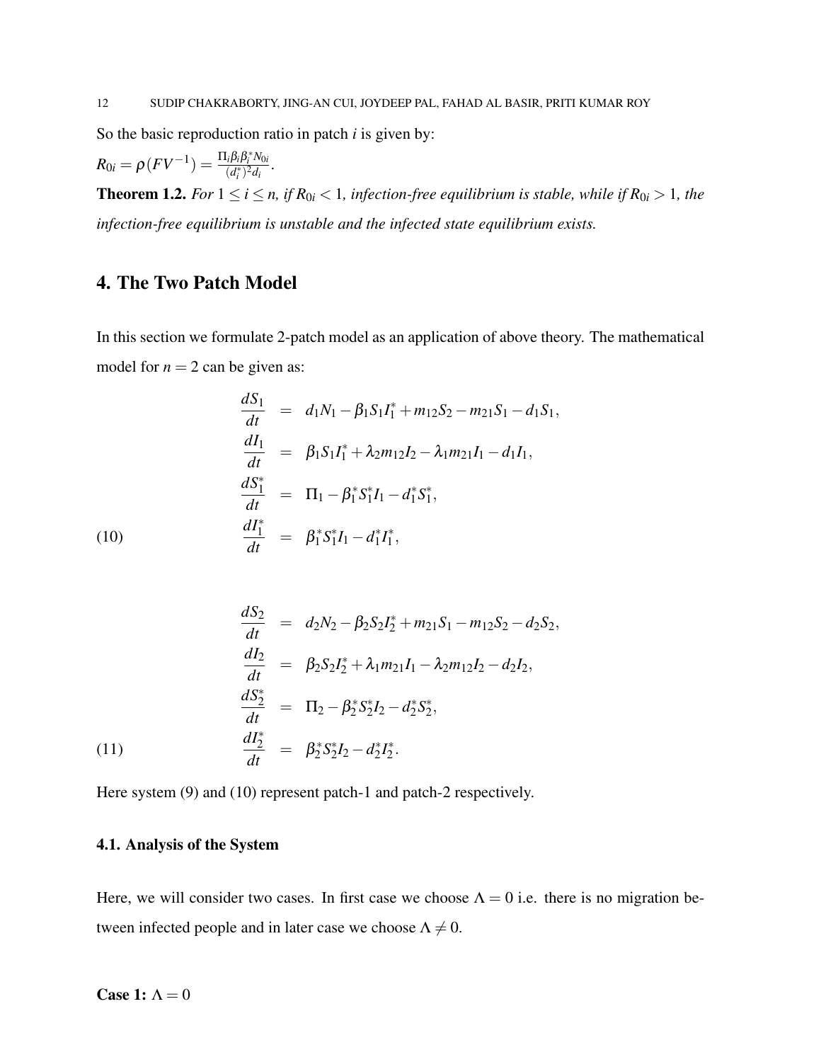So the basic reproduction ratio in patch $i$ is given by:

$R_{0i} = \rho(FV^{-1}) = \frac{\Pi_i \beta_i \beta_i^* N_{0i}}{(d_i^*)^2 d_i}$.

**Theorem 1.2.** *For $1 \leq i \leq n$, if $R_{0i} < 1$, infection-free equilibrium is stable, while if $R_{0i} > 1$, the infection-free equilibrium is unstable and the infected state equilibrium exists.*

## 4. The Two Patch Model

In this section we formulate 2-patch model as an application of above theory. The mathematical model for $n = 2$ can be given as:

$$
\begin{aligned}
\frac{dS_1}{dt} &= d_1 N_1 - \beta_1 S_1 I_1^* + m_{12} S_2 - m_{21} S_1 - d_1 S_1, \\
\frac{dI_1}{dt} &= \beta_1 S_1 I_1^* + \lambda_2 m_{12} I_2 - \lambda_1 m_{21} I_1 - d_1 I_1, \\
\frac{dS_1^*}{dt} &= \Pi_1 - \beta_1^* S_1^* I_1 - d_1^* S_1^*, \\
\frac{dI_1^*}{dt} &= \beta_1^* S_1^* I_1 - d_1^* I_1^*,
\end{aligned}
\tag{10}
$$

$$
\begin{aligned}
\frac{dS_2}{dt} &= d_2 N_2 - \beta_2 S_2 I_2^* + m_{21} S_1 - m_{12} S_2 - d_2 S_2, \\
\frac{dI_2}{dt} &= \beta_2 S_2 I_2^* + \lambda_1 m_{21} I_1 - \lambda_2 m_{12} I_2 - d_2 I_2, \\
\frac{dS_2^*}{dt} &= \Pi_2 - \beta_2^* S_2^* I_2 - d_2^* S_2^*, \\
\frac{dI_2^*}{dt} &= \beta_2^* S_2^* I_2 - d_2^* I_2^*.
\end{aligned}
\tag{11}
$$

Here system (9) and (10) represent patch-1 and patch-2 respectively.

### 4.1. Analysis of the System

Here, we will consider two cases. In first case we choose $\Lambda = 0$ i.e. there is no migration between infected people and in later case we choose $\Lambda \neq 0$.

**Case 1:** $\Lambda = 0$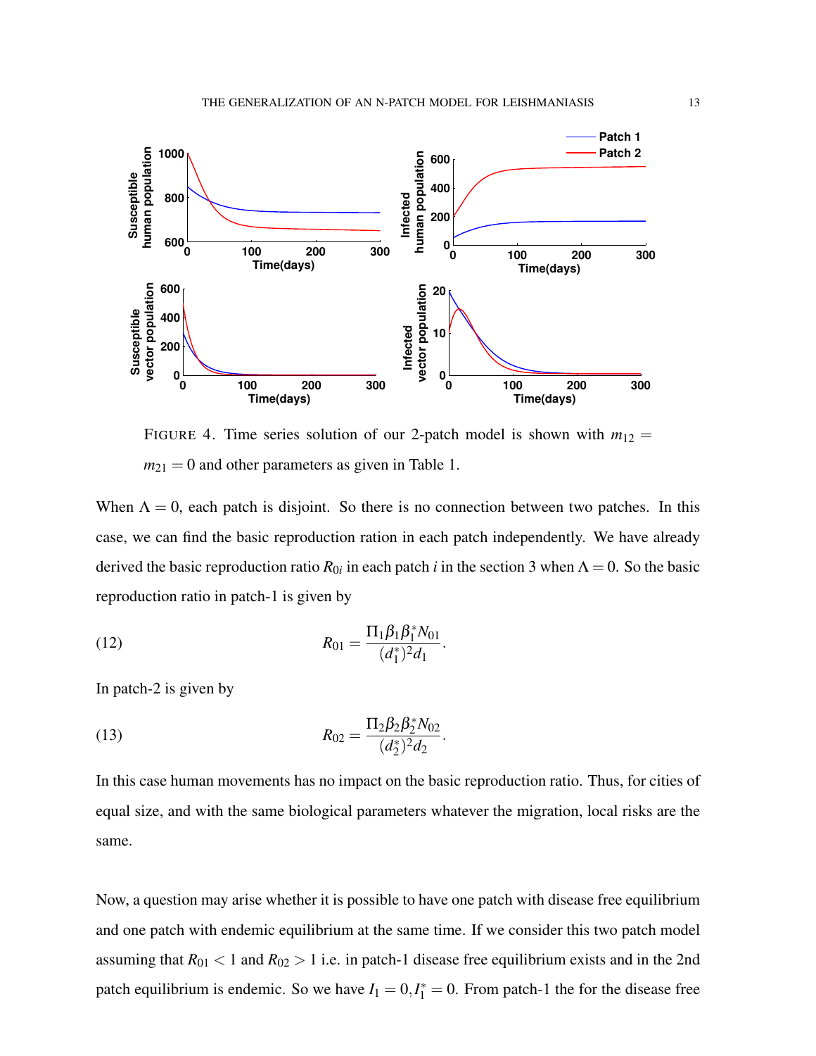FIGURE 4. Time series solution of our 2-patch model is shown with $m_{12} = m_{21} = 0$ and other parameters as given in Table 1.

When $\Lambda = 0$, each patch is disjoint. So there is no connection between two patches. In this case, we can find the basic reproduction ration in each patch independently. We have already derived the basic reproduction ratio $R_{0i}$ in each patch $i$ in the section 3 when $\Lambda = 0$. So the basic reproduction ratio in patch-1 is given by

$$R_{01} = \frac{\Pi_1 \beta_1 \beta_1^* N_{01}}{(d_1^*)^2 d_1}. \tag{12}$$

In patch-2 is given by

$$R_{02} = \frac{\Pi_2 \beta_2 \beta_2^* N_{02}}{(d_2^*)^2 d_2}. \tag{13}$$

In this case human movements has no impact on the basic reproduction ratio. Thus, for cities of equal size, and with the same biological parameters whatever the migration, local risks are the same.

Now, a question may arise whether it is possible to have one patch with disease free equilibrium and one patch with endemic equilibrium at the same time. If we consider this two patch model assuming that $R_{01} < 1$ and $R_{02} > 1$ i.e. in patch-1 disease free equilibrium exists and in the 2nd patch equilibrium is endemic. So we have $I_1 = 0, I_1^* = 0$. From patch-1 the for the disease free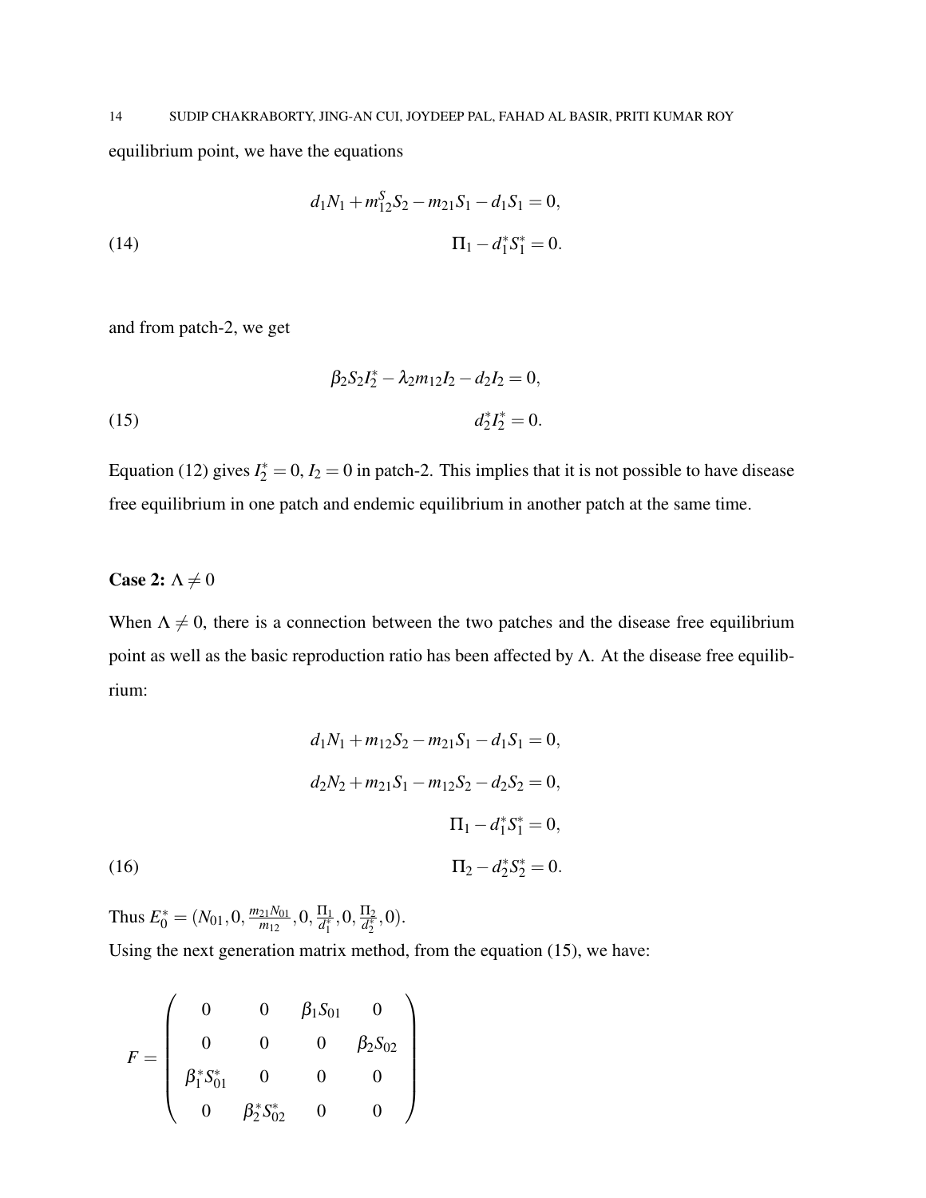equilibrium point, we have the equations

$$
\begin{aligned}
& d_1 N_1 + m_{12}^S S_2 - m_{21} S_1 - d_1 S_1 = 0, \\
& \Pi_1 - d_1^* S_1^* = 0. \qquad (14)
\end{aligned}
$$

and from patch-2, we get

$$
\begin{aligned}
& \beta_2 S_2 I_2^* - \lambda_2 m_{12} I_2 - d_2 I_2 = 0, \\
& d_2^* I_2^* = 0. \qquad (15)
\end{aligned}
$$

Equation (12) gives $I_2^* = 0, I_2 = 0$ in patch-2. This implies that it is not possible to have disease free equilibrium in one patch and endemic equilibrium in another patch at the same time.

**Case 2:** $\Lambda \neq 0$

When $\Lambda \neq 0$, there is a connection between the two patches and the disease free equilibrium point as well as the basic reproduction ratio has been affected by $\Lambda$. At the disease free equilibrium:

$$
\begin{aligned}
& d_1 N_1 + m_{12} S_2 - m_{21} S_1 - d_1 S_1 = 0, \\
& d_2 N_2 + m_{21} S_1 - m_{12} S_2 - d_2 S_2 = 0, \\
& \Pi_1 - d_1^* S_1^* = 0, \\
& \Pi_2 - d_2^* S_2^* = 0. \qquad (16)
\end{aligned}
$$

Thus $E_0^* = (N_{01}, 0, \frac{m_{21} N_{01}}{m_{12}}, 0, \frac{\Pi_1}{d_1^*}, 0, \frac{\Pi_2}{d_2^*}, 0)$.

Using the next generation matrix method, from the equation (15), we have:

$$
F = \begin{pmatrix}
0 & 0 & \beta_1 S_{01} & 0 \\
0 & 0 & 0 & \beta_2 S_{02} \\
\beta_1^* S_{01}^* & 0 & 0 & 0 \\
0 & \beta_2^* S_{02}^* & 0 & 0
\end{pmatrix}
$$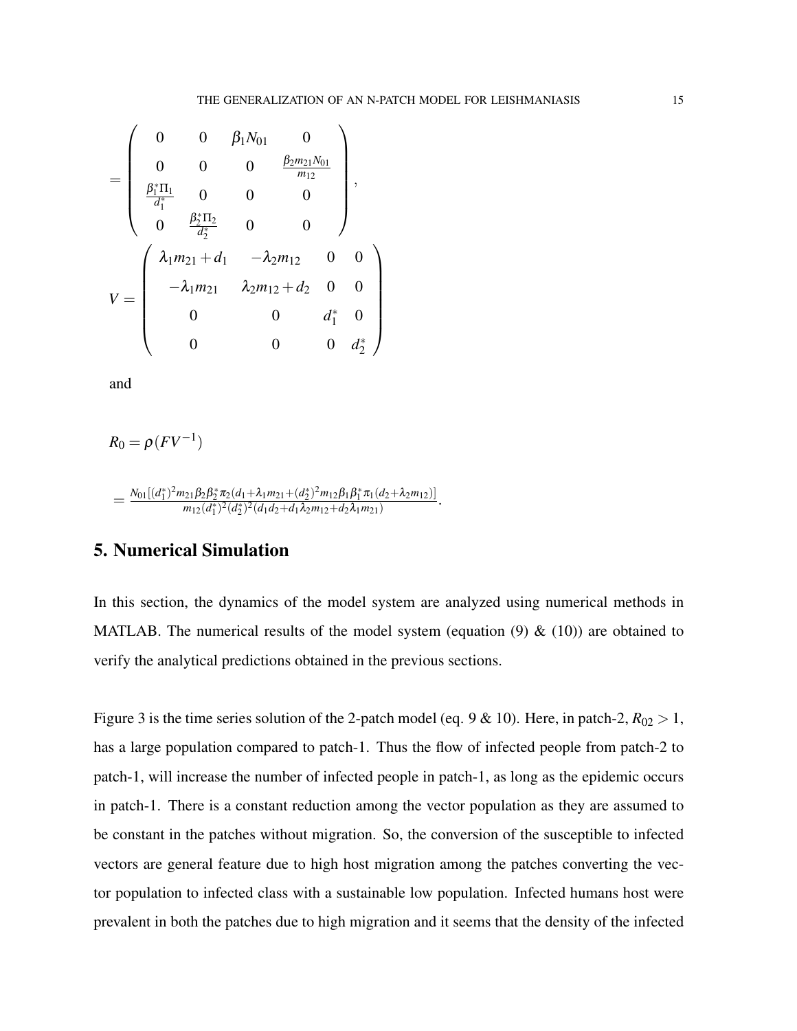$$
= \begin{pmatrix} 0 & 0 & \beta_1 N_{01} & 0 \\ 0 & 0 & 0 & \frac{\beta_2 m_{21} N_{01}}{m_{12}} \\ \frac{\beta_1^* \Pi_1}{d_1^*} & 0 & 0 & 0 \\ 0 & \frac{\beta_2^* \Pi_2}{d_2^*} & 0 & 0 \end{pmatrix},
$$

$$
V = \begin{pmatrix} \lambda_1 m_{21} + d_1 & -\lambda_2 m_{12} & 0 & 0 \\ -\lambda_1 m_{21} & \lambda_2 m_{12} + d_2 & 0 & 0 \\ 0 & 0 & d_1^* & 0 \\ 0 & 0 & 0 & d_2^* \end{pmatrix}
$$

and

$$
R_0 = \rho(FV^{-1})
$$

$$
= \frac{N_{01}[(d_1^*)^2 m_{21}\beta_2\beta_2^*\pi_2(d_1+\lambda_1 m_{21}+(d_2^*)^2 m_{12}\beta_1\beta_1^*\pi_1(d_2+\lambda_2 m_{12})]}{m_{12}(d_1^*)^2(d_2^*)^2(d_1 d_2+d_1\lambda_2 m_{12}+d_2\lambda_1 m_{21})}.
$$

## 5. Numerical Simulation

In this section, the dynamics of the model system are analyzed using numerical methods in MATLAB. The numerical results of the model system (equation (9) & (10)) are obtained to verify the analytical predictions obtained in the previous sections.

Figure 3 is the time series solution of the 2-patch model (eq. 9 & 10). Here, in patch-2, $R_{02} > 1$, has a large population compared to patch-1. Thus the flow of infected people from patch-2 to patch-1, will increase the number of infected people in patch-1, as long as the epidemic occurs in patch-1. There is a constant reduction among the vector population as they are assumed to be constant in the patches without migration. So, the conversion of the susceptible to infected vectors are general feature due to high host migration among the patches converting the vector population to infected class with a sustainable low population. Infected humans host were prevalent in both the patches due to high migration and it seems that the density of the infected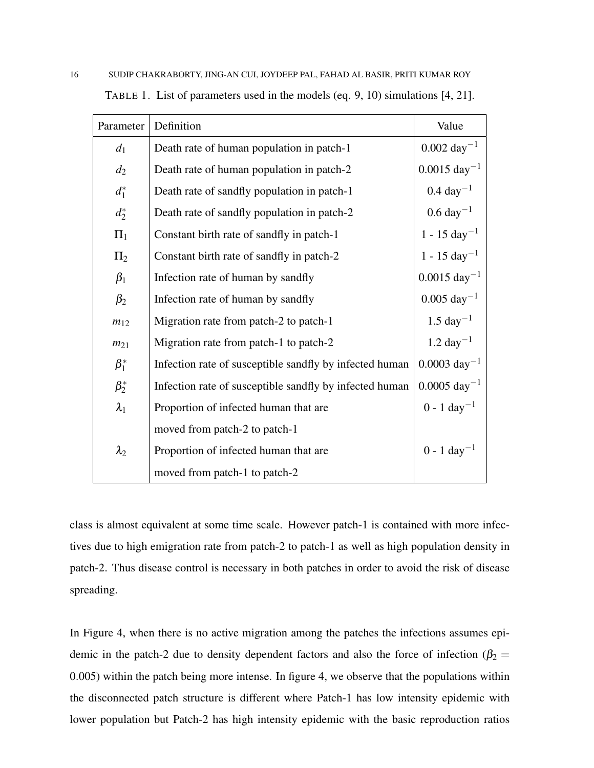TABLE 1. List of parameters used in the models (eq. 9, 10) simulations [4, 21].

| Parameter | Definition | Value |
|---|---|---|
| $d_1$ | Death rate of human population in patch-1 | 0.002 day$^{-1}$ |
| $d_2$ | Death rate of human population in patch-2 | 0.0015 day$^{-1}$ |
| $d_1^*$ | Death rate of sandfly population in patch-1 | 0.4 day$^{-1}$ |
| $d_2^*$ | Death rate of sandfly population in patch-2 | 0.6 day$^{-1}$ |
| $\Pi_1$ | Constant birth rate of sandfly in patch-1 | 1 - 15 day$^{-1}$ |
| $\Pi_2$ | Constant birth rate of sandfly in patch-2 | 1 - 15 day$^{-1}$ |
| $\beta_1$ | Infection rate of human by sandfly | 0.0015 day$^{-1}$ |
| $\beta_2$ | Infection rate of human by sandfly | 0.005 day$^{-1}$ |
| $m_{12}$ | Migration rate from patch-2 to patch-1 | 1.5 day$^{-1}$ |
| $m_{21}$ | Migration rate from patch-1 to patch-2 | 1.2 day$^{-1}$ |
| $\beta_1^*$ | Infection rate of susceptible sandfly by infected human | 0.0003 day$^{-1}$ |
| $\beta_2^*$ | Infection rate of susceptible sandfly by infected human | 0.0005 day$^{-1}$ |
| $\lambda_1$ | Proportion of infected human that are moved from patch-2 to patch-1 | 0 - 1 day$^{-1}$ |
| $\lambda_2$ | Proportion of infected human that are moved from patch-1 to patch-2 | 0 - 1 day$^{-1}$ |

class is almost equivalent at some time scale. However patch-1 is contained with more infectives due to high emigration rate from patch-2 to patch-1 as well as high population density in patch-2. Thus disease control is necessary in both patches in order to avoid the risk of disease spreading.

In Figure 4, when there is no active migration among the patches the infections assumes epidemic in the patch-2 due to density dependent factors and also the force of infection ($\beta_2 = 0.005$) within the patch being more intense. In figure 4, we observe that the populations within the disconnected patch structure is different where Patch-1 has low intensity epidemic with lower population but Patch-2 has high intensity epidemic with the basic reproduction ratios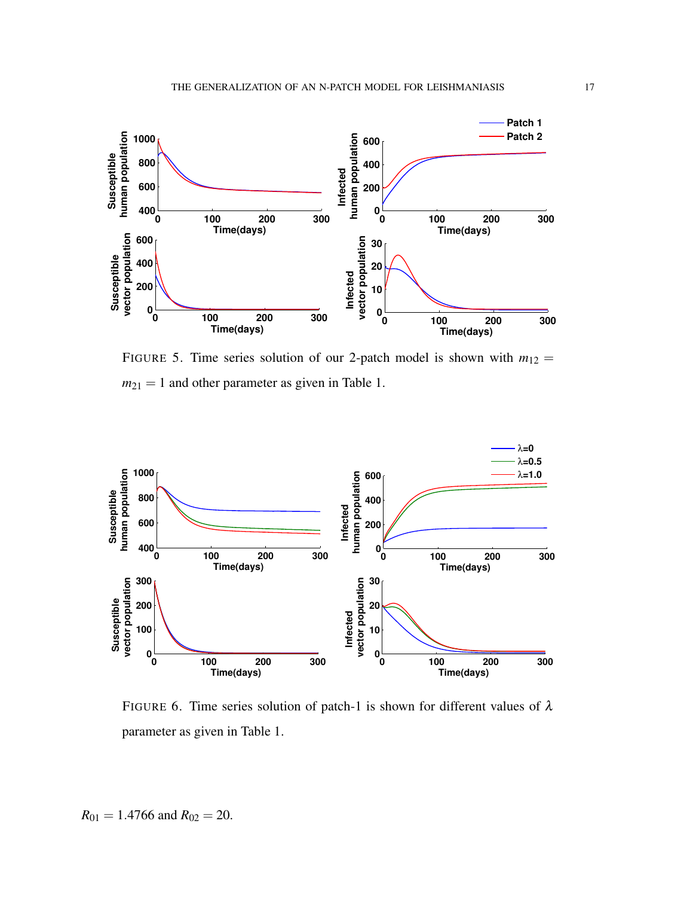FIGURE 5. Time series solution of our 2-patch model is shown with $m_{12} = m_{21} = 1$ and other parameter as given in Table 1.

FIGURE 6. Time series solution of patch-1 is shown for different values of $\lambda$ parameter as given in Table 1.

$R_{01} = 1.4766$ and $R_{02} = 20$.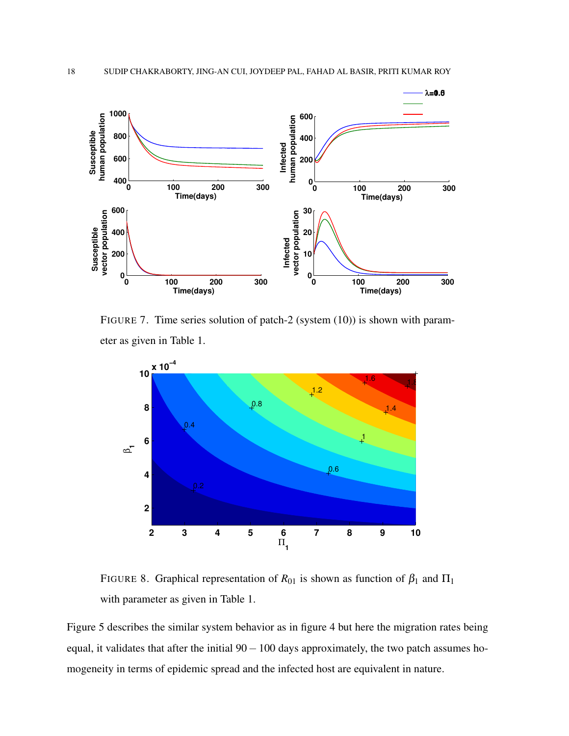FIGURE 7. Time series solution of patch-2 (system (10)) is shown with parameter as given in Table 1.

FIGURE 8. Graphical representation of $R_{01}$ is shown as function of $\beta_1$ and $\Pi_1$ with parameter as given in Table 1.

Figure 5 describes the similar system behavior as in figure 4 but here the migration rates being equal, it validates that after the initial $90-100$ days approximately, the two patch assumes homogeneity in terms of epidemic spread and the infected host are equivalent in nature.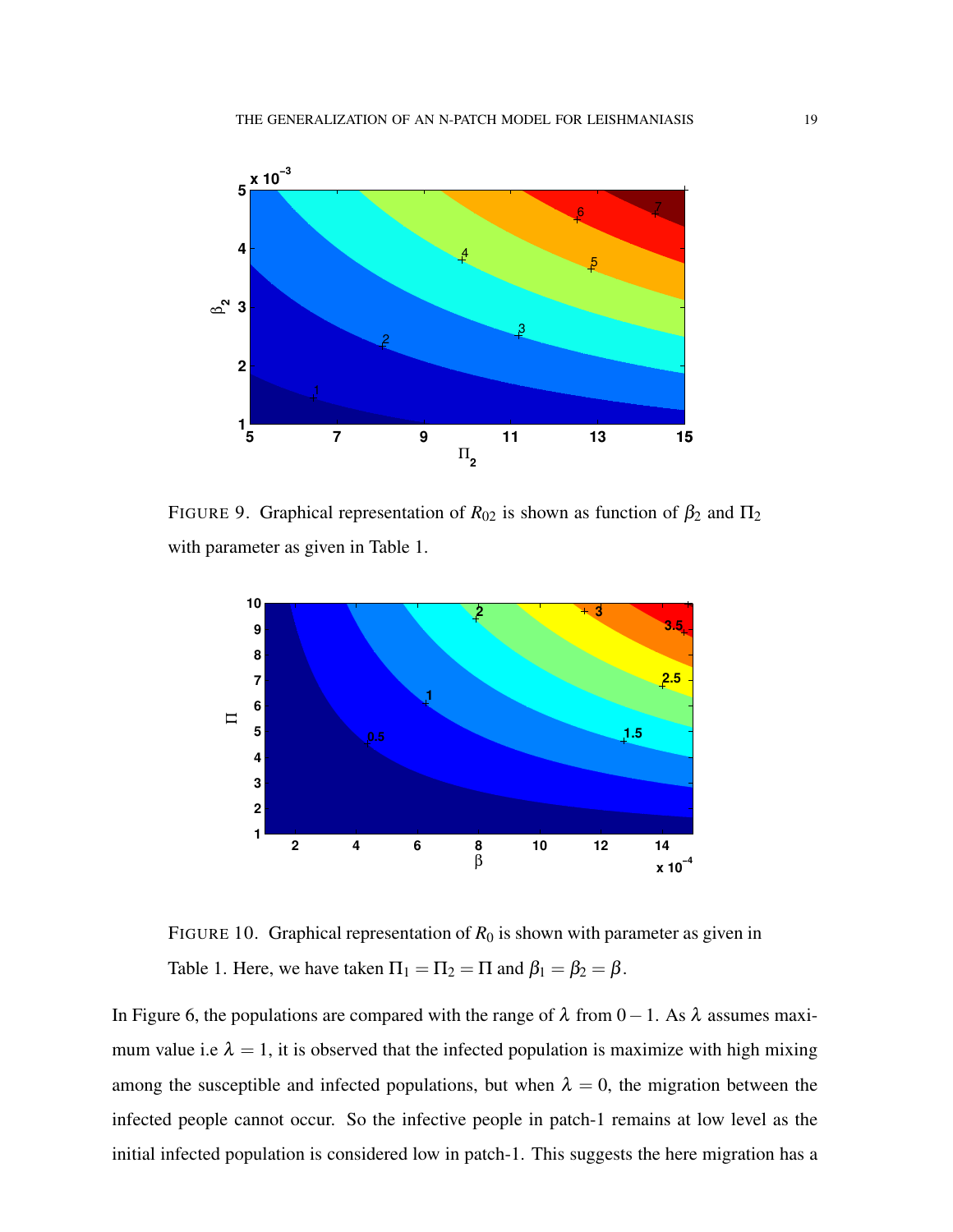FIGURE 9. Graphical representation of $R_{02}$ is shown as function of $\beta_2$ and $\Pi_2$ with parameter as given in Table 1.

FIGURE 10. Graphical representation of $R_0$ is shown with parameter as given in Table 1. Here, we have taken $\Pi_1 = \Pi_2 = \Pi$ and $\beta_1 = \beta_2 = \beta$.

In Figure 6, the populations are compared with the range of $\lambda$ from $0-1$. As $\lambda$ assumes maximum value i.e $\lambda = 1$, it is observed that the infected population is maximize with high mixing among the susceptible and infected populations, but when $\lambda = 0$, the migration between the infected people cannot occur. So the infective people in patch-1 remains at low level as the initial infected population is considered low in patch-1. This suggests the here migration has a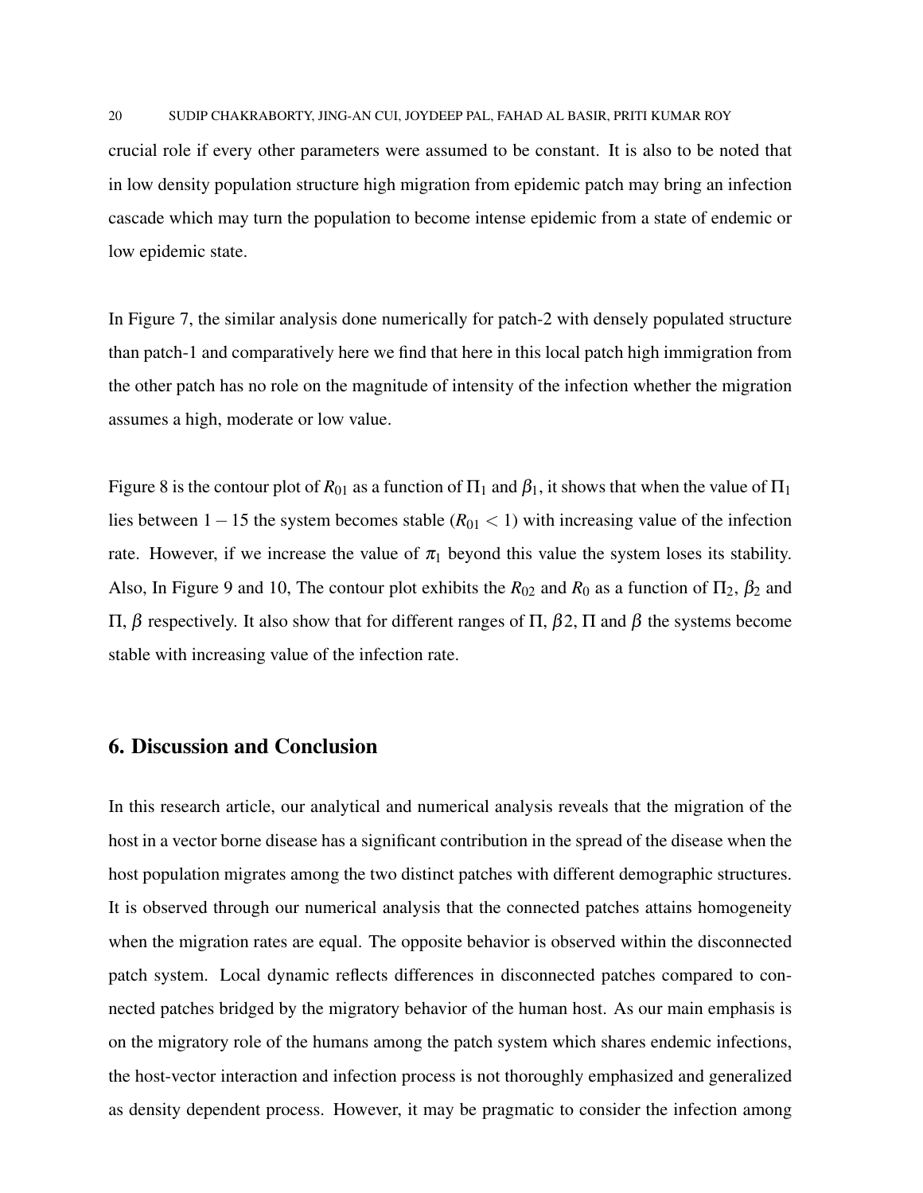crucial role if every other parameters were assumed to be constant. It is also to be noted that in low density population structure high migration from epidemic patch may bring an infection cascade which may turn the population to become intense epidemic from a state of endemic or low epidemic state.

In Figure 7, the similar analysis done numerically for patch-2 with densely populated structure than patch-1 and comparatively here we find that here in this local patch high immigration from the other patch has no role on the magnitude of intensity of the infection whether the migration assumes a high, moderate or low value.

Figure 8 is the contour plot of $R_{01}$ as a function of $\Pi_1$ and $\beta_1$, it shows that when the value of $\Pi_1$ lies between $1-15$ the system becomes stable ($R_{01} < 1$) with increasing value of the infection rate. However, if we increase the value of $\pi_1$ beyond this value the system loses its stability. Also, In Figure 9 and 10, The contour plot exhibits the $R_{02}$ and $R_0$ as a function of $\Pi_2$, $\beta_2$ and $\Pi$, $\beta$ respectively. It also show that for different ranges of $\Pi$, $\beta 2$, $\Pi$ and $\beta$ the systems become stable with increasing value of the infection rate.

## 6. Discussion and Conclusion

In this research article, our analytical and numerical analysis reveals that the migration of the host in a vector borne disease has a significant contribution in the spread of the disease when the host population migrates among the two distinct patches with different demographic structures. It is observed through our numerical analysis that the connected patches attains homogeneity when the migration rates are equal. The opposite behavior is observed within the disconnected patch system. Local dynamic reflects differences in disconnected patches compared to connected patches bridged by the migratory behavior of the human host. As our main emphasis is on the migratory role of the humans among the patch system which shares endemic infections, the host-vector interaction and infection process is not thoroughly emphasized and generalized as density dependent process. However, it may be pragmatic to consider the infection among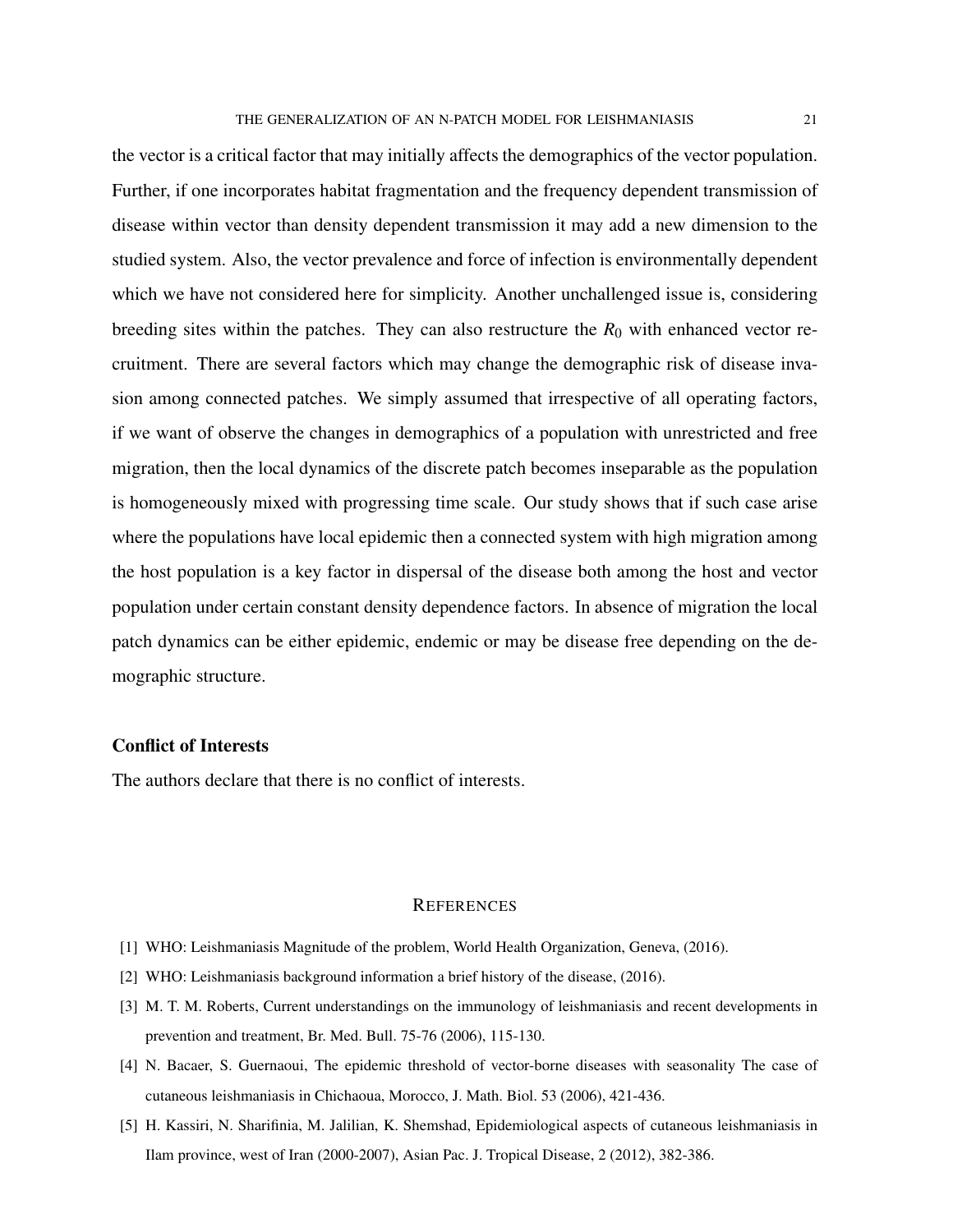the vector is a critical factor that may initially affects the demographics of the vector population. Further, if one incorporates habitat fragmentation and the frequency dependent transmission of disease within vector than density dependent transmission it may add a new dimension to the studied system. Also, the vector prevalence and force of infection is environmentally dependent which we have not considered here for simplicity. Another unchallenged issue is, considering breeding sites within the patches. They can also restructure the $R_0$ with enhanced vector recruitment. There are several factors which may change the demographic risk of disease invasion among connected patches. We simply assumed that irrespective of all operating factors, if we want of observe the changes in demographics of a population with unrestricted and free migration, then the local dynamics of the discrete patch becomes inseparable as the population is homogeneously mixed with progressing time scale. Our study shows that if such case arise where the populations have local epidemic then a connected system with high migration among the host population is a key factor in dispersal of the disease both among the host and vector population under certain constant density dependence factors. In absence of migration the local patch dynamics can be either epidemic, endemic or may be disease free depending on the demographic structure.

### Conflict of Interests

The authors declare that there is no conflict of interests.

## References

[1] WHO: Leishmaniasis Magnitude of the problem, World Health Organization, Geneva, (2016).

[2] WHO: Leishmaniasis background information a brief history of the disease, (2016).

[3] M. T. M. Roberts, Current understandings on the immunology of leishmaniasis and recent developments in prevention and treatment, Br. Med. Bull. 75-76 (2006), 115-130.

[4] N. Bacaer, S. Guernaoui, The epidemic threshold of vector-borne diseases with seasonality The case of cutaneous leishmaniasis in Chichaoua, Morocco, J. Math. Biol. 53 (2006), 421-436.

[5] H. Kassiri, N. Sharifinia, M. Jalilian, K. Shemshad, Epidemiological aspects of cutaneous leishmaniasis in Ilam province, west of Iran (2000-2007), Asian Pac. J. Tropical Disease, 2 (2012), 382-386.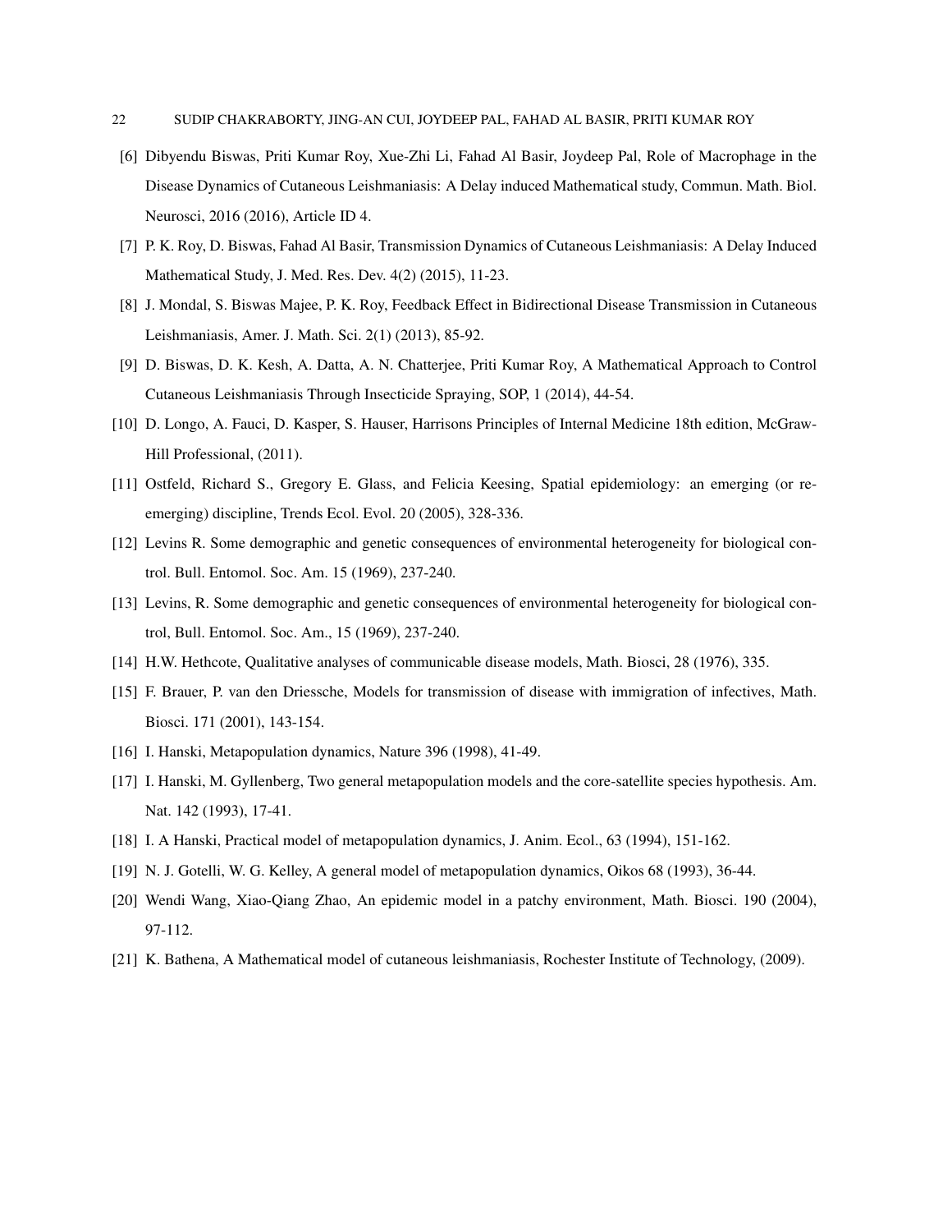[6] Dibyendu Biswas, Priti Kumar Roy, Xue-Zhi Li, Fahad Al Basir, Joydeep Pal, Role of Macrophage in the Disease Dynamics of Cutaneous Leishmaniasis: A Delay induced Mathematical study, Commun. Math. Biol. Neurosci, 2016 (2016), Article ID 4.

[7] P. K. Roy, D. Biswas, Fahad Al Basir, Transmission Dynamics of Cutaneous Leishmaniasis: A Delay Induced Mathematical Study, J. Med. Res. Dev. 4(2) (2015), 11-23.

[8] J. Mondal, S. Biswas Majee, P. K. Roy, Feedback Effect in Bidirectional Disease Transmission in Cutaneous Leishmaniasis, Amer. J. Math. Sci. 2(1) (2013), 85-92.

[9] D. Biswas, D. K. Kesh, A. Datta, A. N. Chatterjee, Priti Kumar Roy, A Mathematical Approach to Control Cutaneous Leishmaniasis Through Insecticide Spraying, SOP, 1 (2014), 44-54.

[10] D. Longo, A. Fauci, D. Kasper, S. Hauser, Harrisons Principles of Internal Medicine 18th edition, McGraw-Hill Professional, (2011).

[11] Ostfeld, Richard S., Gregory E. Glass, and Felicia Keesing, Spatial epidemiology: an emerging (or re-emerging) discipline, Trends Ecol. Evol. 20 (2005), 328-336.

[12] Levins R. Some demographic and genetic consequences of environmental heterogeneity for biological control. Bull. Entomol. Soc. Am. 15 (1969), 237-240.

[13] Levins, R. Some demographic and genetic consequences of environmental heterogeneity for biological control, Bull. Entomol. Soc. Am., 15 (1969), 237-240.

[14] H.W. Hethcote, Qualitative analyses of communicable disease models, Math. Biosci, 28 (1976), 335.

[15] F. Brauer, P. van den Driessche, Models for transmission of disease with immigration of infectives, Math. Biosci. 171 (2001), 143-154.

[16] I. Hanski, Metapopulation dynamics, Nature 396 (1998), 41-49.

[17] I. Hanski, M. Gyllenberg, Two general metapopulation models and the core-satellite species hypothesis. Am. Nat. 142 (1993), 17-41.

[18] I. A Hanski, Practical model of metapopulation dynamics, J. Anim. Ecol., 63 (1994), 151-162.

[19] N. J. Gotelli, W. G. Kelley, A general model of metapopulation dynamics, Oikos 68 (1993), 36-44.

[20] Wendi Wang, Xiao-Qiang Zhao, An epidemic model in a patchy environment, Math. Biosci. 190 (2004), 97-112.

[21] K. Bathena, A Mathematical model of cutaneous leishmaniasis, Rochester Institute of Technology, (2009).